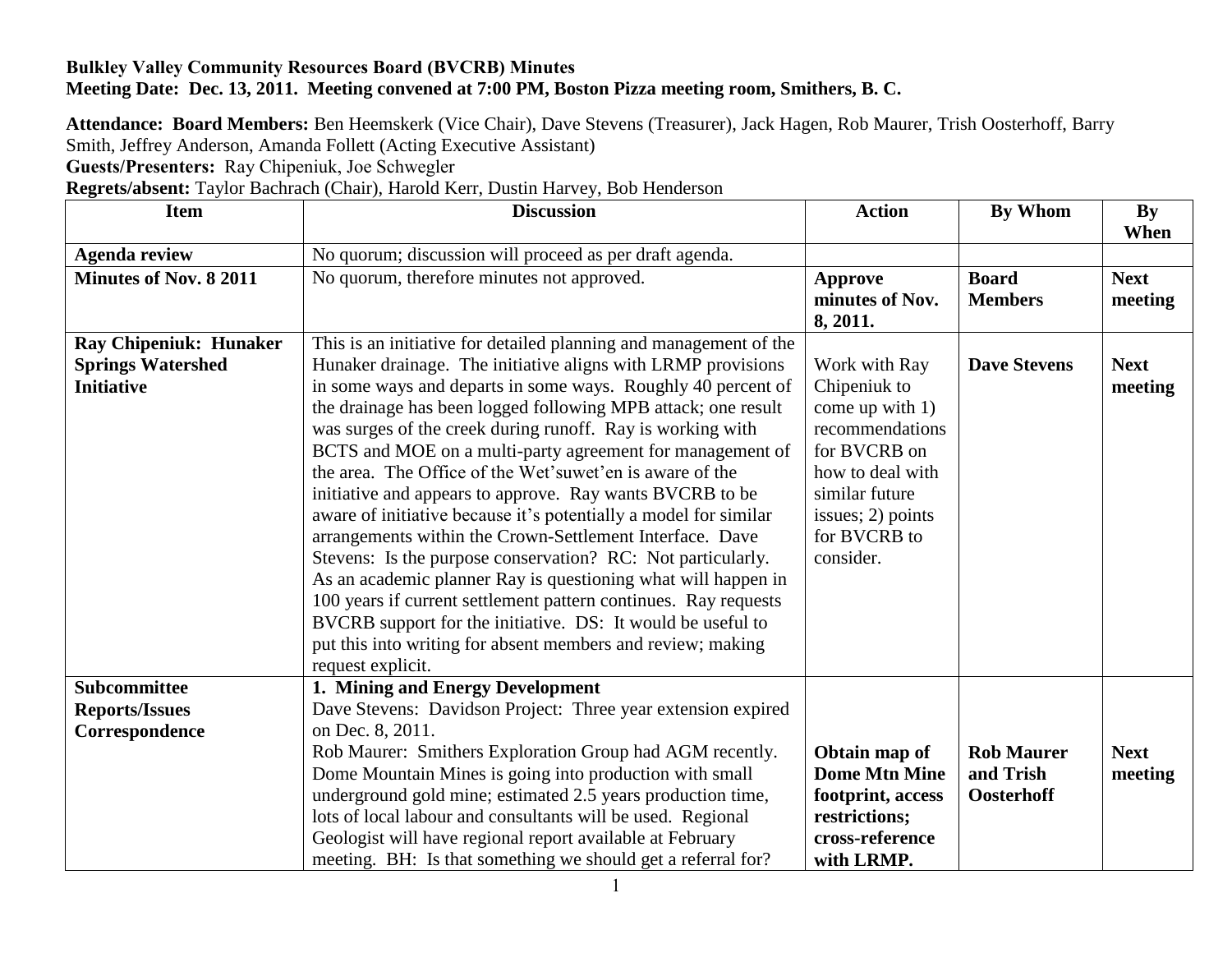**Bulkley Valley Community Resources Board (BVCRB) Minutes**
**Meeting Date: Dec. 13, 2011. Meeting convened at 7:00 PM, Boston Pizza meeting room, Smithers, B. C.**

**Attendance: Board Members:** Ben Heemskerk (Vice Chair), Dave Stevens (Treasurer), Jack Hagen, Rob Maurer, Trish Oosterhoff, Barry Smith, Jeffrey Anderson, Amanda Follett (Acting Executive Assistant)
**Guests/Presenters:** Ray Chipeniuk, Joe Schwegler
**Regrets/absent:** Taylor Bachrach (Chair), Harold Kerr, Dustin Harvey, Bob Henderson

| Item | Discussion | Action | By Whom | By When |
|---|---|---|---|---|
| **Agenda review** | No quorum; discussion will proceed as per draft agenda. | | | |
| **Minutes of Nov. 8 2011** | No quorum, therefore minutes not approved. | **Approve minutes of Nov. 8, 2011.** | **Board Members** | **Next meeting** |
| **Ray Chipeniuk: Hunaker Springs Watershed Initiative** | This is an initiative for detailed planning and management of the Hunaker drainage. The initiative aligns with LRMP provisions in some ways and departs in some ways. Roughly 40 percent of the drainage has been logged following MPB attack; one result was surges of the creek during runoff. Ray is working with BCTS and MOE on a multi-party agreement for management of the area. The Office of the Wet'suwet'en is aware of the initiative and appears to approve. Ray wants BVCRB to be aware of initiative because it's potentially a model for similar arrangements within the Crown-Settlement Interface. Dave Stevens: Is the purpose conservation? RC: Not particularly. As an academic planner Ray is questioning what will happen in 100 years if current settlement pattern continues. Ray requests BVCRB support for the initiative. DS: It would be useful to put this into writing for absent members and review; making request explicit. | Work with Ray Chipeniuk to come up with 1) recommendations for BVCRB on how to deal with similar future issues; 2) points for BVCRB to consider. | **Dave Stevens** | **Next meeting** |
| **Subcommittee Reports/Issues Correspondence** | **1. Mining and Energy Development**<br>Dave Stevens: Davidson Project: Three year extension expired on Dec. 8, 2011.<br>Rob Maurer: Smithers Exploration Group had AGM recently. Dome Mountain Mines is going into production with small underground gold mine; estimated 2.5 years production time, lots of local labour and consultants will be used. Regional Geologist will have regional report available at February meeting. BH: Is that something we should get a referral for? | **Obtain map of Dome Mtn Mine footprint, access restrictions; cross-reference with LRMP.** | **Rob Maurer and Trish Oosterhoff** | **Next meeting** |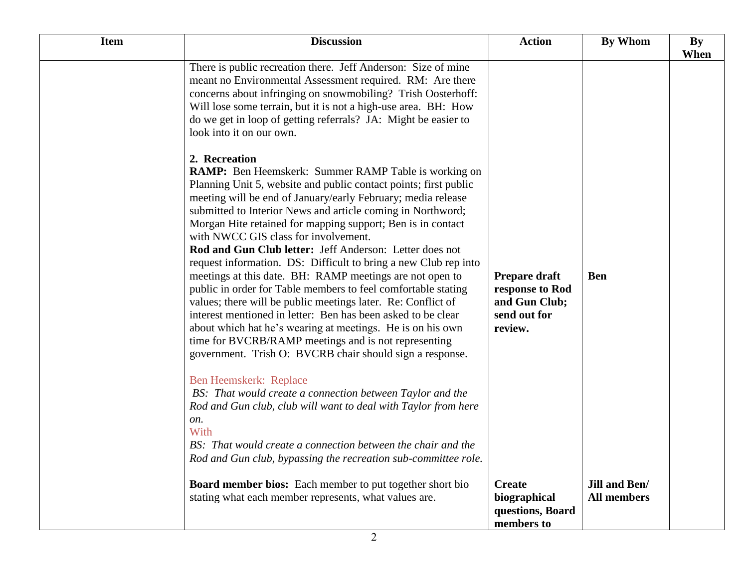| Item | Discussion | Action | By Whom | By When |
|---|---|---|---|---|
| | There is public recreation there. Jeff Anderson: Size of mine meant no Environmental Assessment required. RM: Are there concerns about infringing on snowmobiling? Trish Oosterhoff: Will lose some terrain, but it is not a high-use area. BH: How do we get in loop of getting referrals? JA: Might be easier to look into it on our own.<br><br>**2. Recreation**<br>**RAMP:** Ben Heemskerk: Summer RAMP Table is working on Planning Unit 5, website and public contact points; first public meeting will be end of January/early February; media release submitted to Interior News and article coming in Northword; Morgan Hite retained for mapping support; Ben is in contact with NWCC GIS class for involvement.<br>**Rod and Gun Club letter:** Jeff Anderson: Letter does not request information. DS: Difficult to bring a new Club rep into meetings at this date. BH: RAMP meetings are not open to public in order for Table members to feel comfortable stating values; there will be public meetings later. Re: Conflict of interest mentioned in letter: Ben has been asked to be clear about which hat he's wearing at meetings. He is on his own time for BVCRB/RAMP meetings and is not representing government. Trish O: BVCRB chair should sign a response.<br><br>Ben Heemskerk: Replace<br>*BS: That would create a connection between Taylor and the Rod and Gun club, club will want to deal with Taylor from here on.*<br>With<br>*BS: That would create a connection between the chair and the Rod and Gun club, bypassing the recreation sub-committee role.*<br><br>**Board member bios:** Each member to put together short bio stating what each member represents, what values are. | **Prepare draft response to Rod and Gun Club; send out for review.**<br><br>**Create biographical questions, Board members to** | **Ben**<br><br>**Jill and Ben/ All members** | |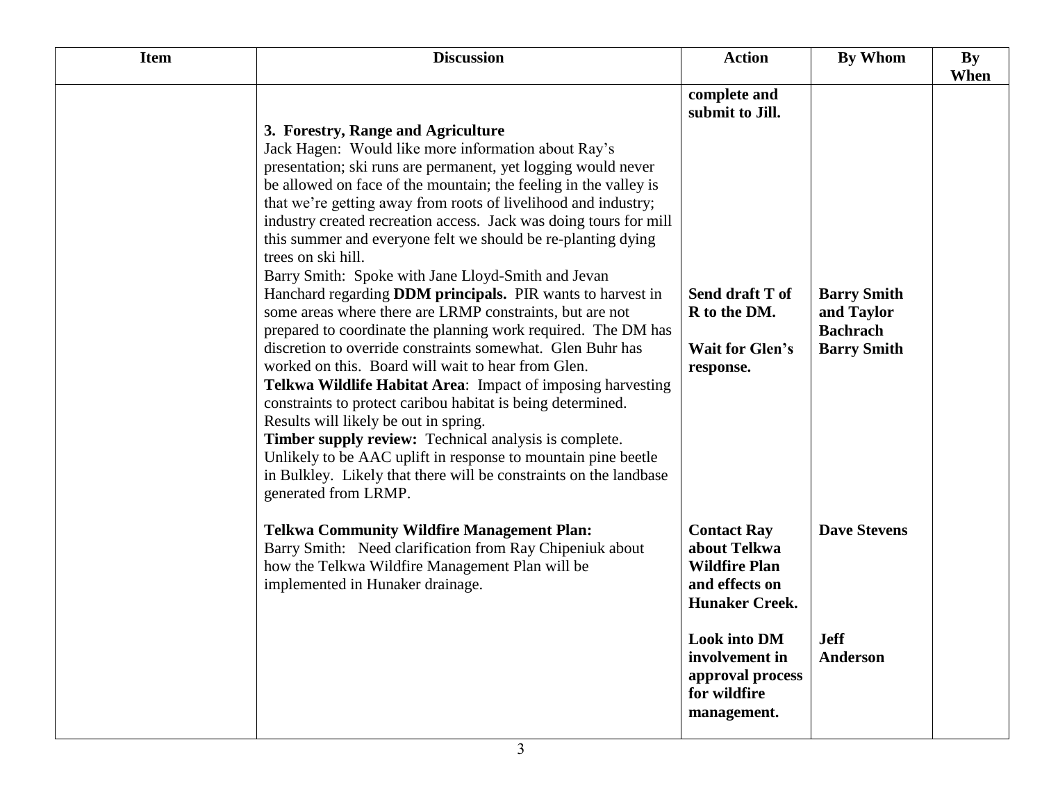| Item | Discussion | Action | By Whom | By When |
|---|---|---|---|---|
| | | **complete and submit to Jill.** | | |
| | **3. Forestry, Range and Agriculture**<br>Jack Hagen: Would like more information about Ray's presentation; ski runs are permanent, yet logging would never be allowed on face of the mountain; the feeling in the valley is that we're getting away from roots of livelihood and industry; industry created recreation access. Jack was doing tours for mill this summer and everyone felt we should be re-planting dying trees on ski hill.<br>Barry Smith: Spoke with Jane Lloyd-Smith and Jevan Hanchard regarding **DDM principals.** PIR wants to harvest in some areas where there are LRMP constraints, but are not prepared to coordinate the planning work required. The DM has discretion to override constraints somewhat. Glen Buhr has worked on this. Board will wait to hear from Glen.<br>**Telkwa Wildlife Habitat Area**: Impact of imposing harvesting constraints to protect caribou habitat is being determined. Results will likely be out in spring.<br>**Timber supply review:** Technical analysis is complete. Unlikely to be AAC uplift in response to mountain pine beetle in Bulkley. Likely that there will be constraints on the landbase generated from LRMP. | **Send draft T of R to the DM.**<br><br>**Wait for Glen's response.** | **Barry Smith and Taylor Bachrach**<br>**Barry Smith** | |
| | **Telkwa Community Wildfire Management Plan:**<br>Barry Smith: Need clarification from Ray Chipeniuk about how the Telkwa Wildfire Management Plan will be implemented in Hunaker drainage. | **Contact Ray about Telkwa Wildfire Plan and effects on Hunaker Creek.**<br><br>**Look into DM involvement in approval process for wildfire management.** | **Dave Stevens**<br><br>**Jeff Anderson** | |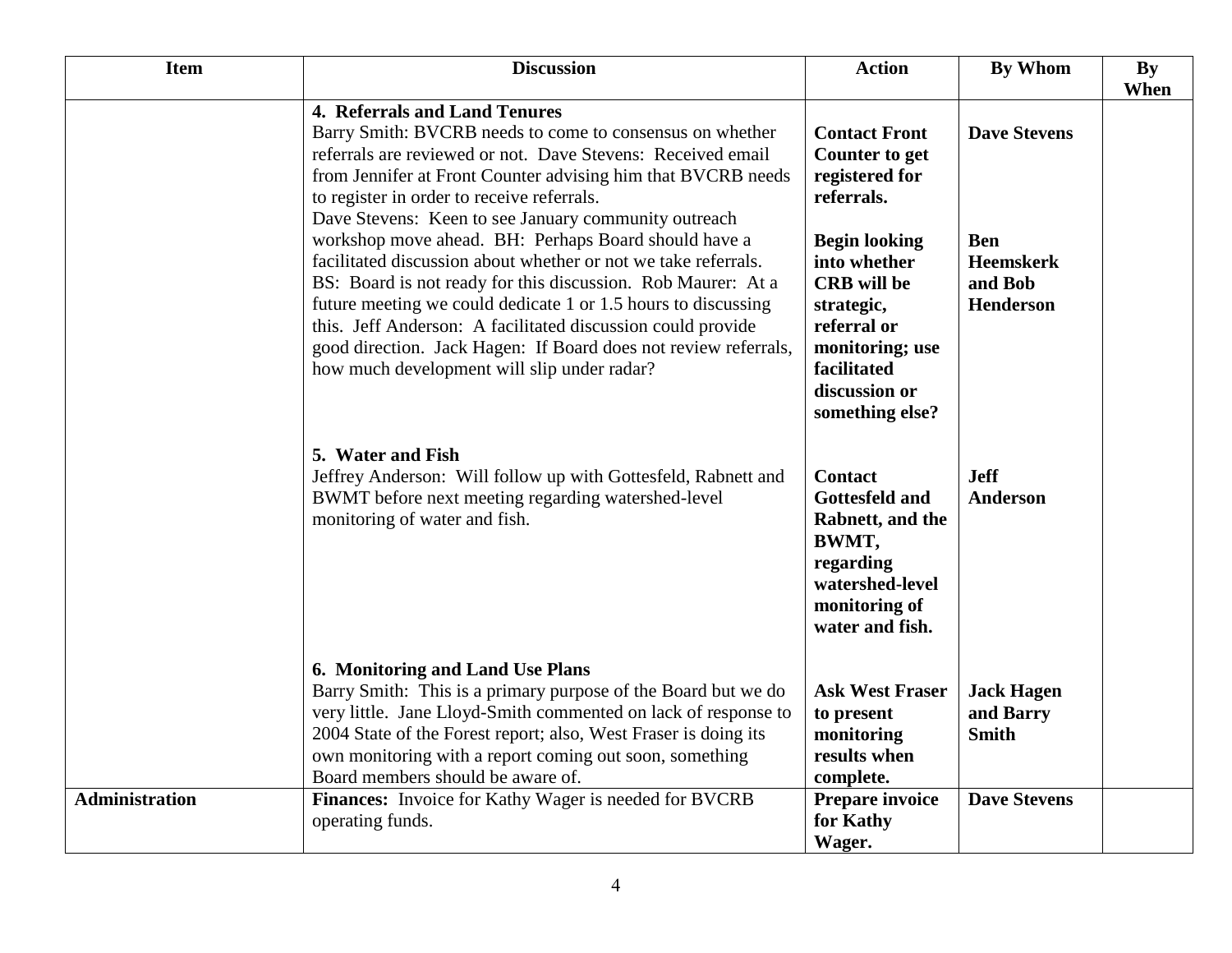| Item | Discussion | Action | By Whom | By When |
|---|---|---|---|---|
| | **4. Referrals and Land Tenures**<br>Barry Smith: BVCRB needs to come to consensus on whether referrals are reviewed or not. Dave Stevens: Received email from Jennifer at Front Counter advising him that BVCRB needs to register in order to receive referrals.<br>Dave Stevens: Keen to see January community outreach workshop move ahead. BH: Perhaps Board should have a facilitated discussion about whether or not we take referrals. BS: Board is not ready for this discussion. Rob Maurer: At a future meeting we could dedicate 1 or 1.5 hours to discussing this. Jeff Anderson: A facilitated discussion could provide good direction. Jack Hagen: If Board does not review referrals, how much development will slip under radar? | **Contact Front Counter to get registered for referrals.**<br><br>**Begin looking into whether CRB will be strategic, referral or monitoring; use facilitated discussion or something else?** | **Dave Stevens**<br><br>**Ben Heemskerk and Bob Henderson** | |
| | **5. Water and Fish**<br>Jeffrey Anderson: Will follow up with Gottesfeld, Rabnett and BWMT before next meeting regarding watershed-level monitoring of water and fish. | **Contact Gottesfeld and Rabnett, and the BWMT, regarding watershed-level monitoring of water and fish.** | **Jeff Anderson** | |
| | **6. Monitoring and Land Use Plans**<br>Barry Smith: This is a primary purpose of the Board but we do very little. Jane Lloyd-Smith commented on lack of response to 2004 State of the Forest report; also, West Fraser is doing its own monitoring with a report coming out soon, something Board members should be aware of. | **Ask West Fraser to present monitoring results when complete.** | **Jack Hagen and Barry Smith** | |
| **Administration** | **Finances:** Invoice for Kathy Wager is needed for BVCRB operating funds. | **Prepare invoice for Kathy Wager.** | **Dave Stevens** | |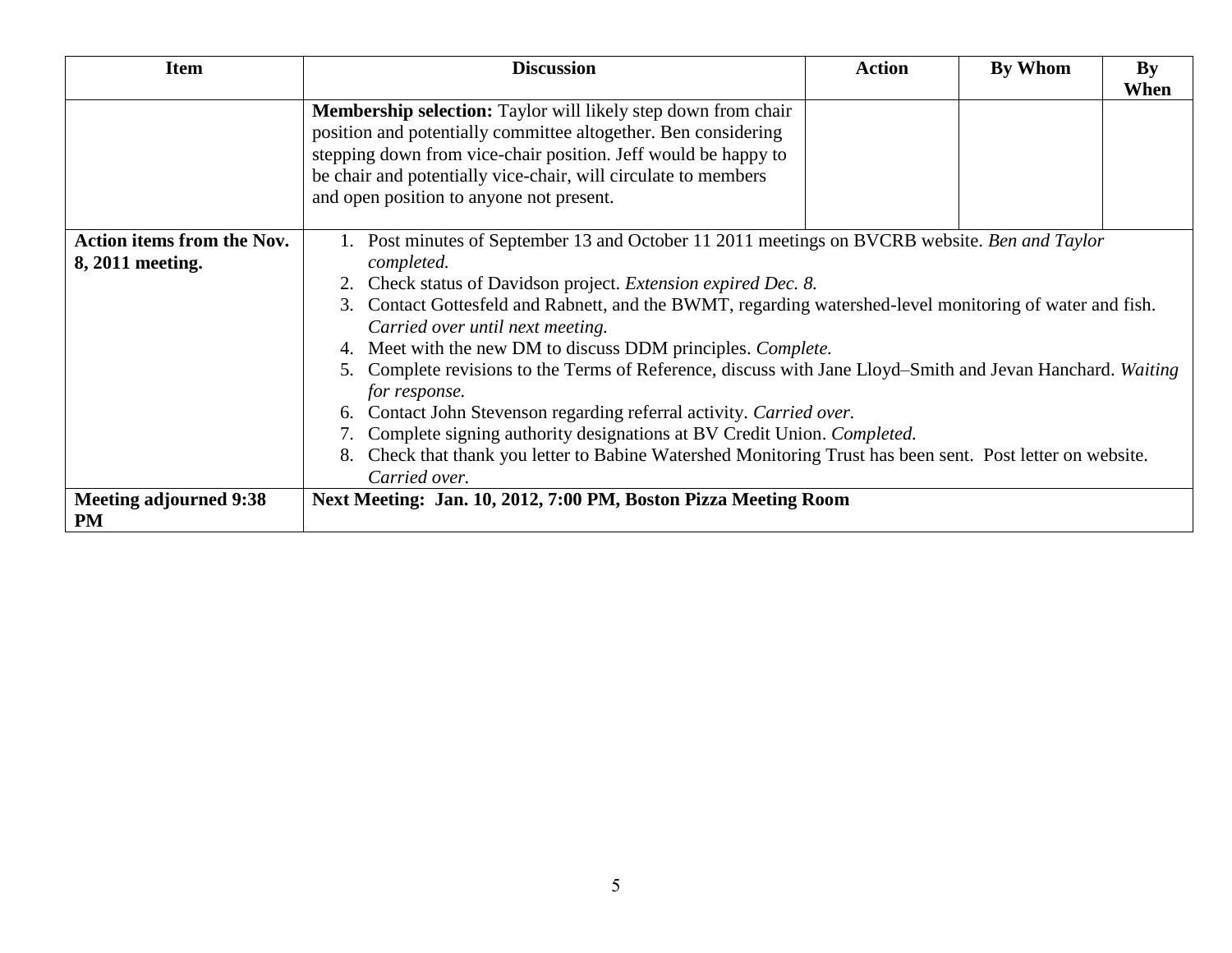| Item | Discussion | Action | By Whom | By When |
| --- | --- | --- | --- | --- |
| | **Membership selection:** Taylor will likely step down from chair position and potentially committee altogether. Ben considering stepping down from vice-chair position. Jeff would be happy to be chair and potentially vice-chair, will circulate to members and open position to anyone not present. | | | |
| **Action items from the Nov. 8, 2011 meeting.** | 1. Post minutes of September 13 and October 11 2011 meetings on BVCRB website. *Ben and Taylor completed.* 2. Check status of Davidson project. *Extension expired Dec. 8.* 3. Contact Gottesfeld and Rabnett, and the BWMT, regarding watershed-level monitoring of water and fish. *Carried over until next meeting.* 4. Meet with the new DM to discuss DDM principles. *Complete.* 5. Complete revisions to the Terms of Reference, discuss with Jane Lloyd–Smith and Jevan Hanchard. *Waiting for response.* 6. Contact John Stevenson regarding referral activity. *Carried over.* 7. Complete signing authority designations at BV Credit Union. *Completed.* 8. Check that thank you letter to Babine Watershed Monitoring Trust has been sent. Post letter on website. *Carried over.* | | | |
| **Meeting adjourned 9:38 PM** | **Next Meeting: Jan. 10, 2012, 7:00 PM, Boston Pizza Meeting Room** | | | |